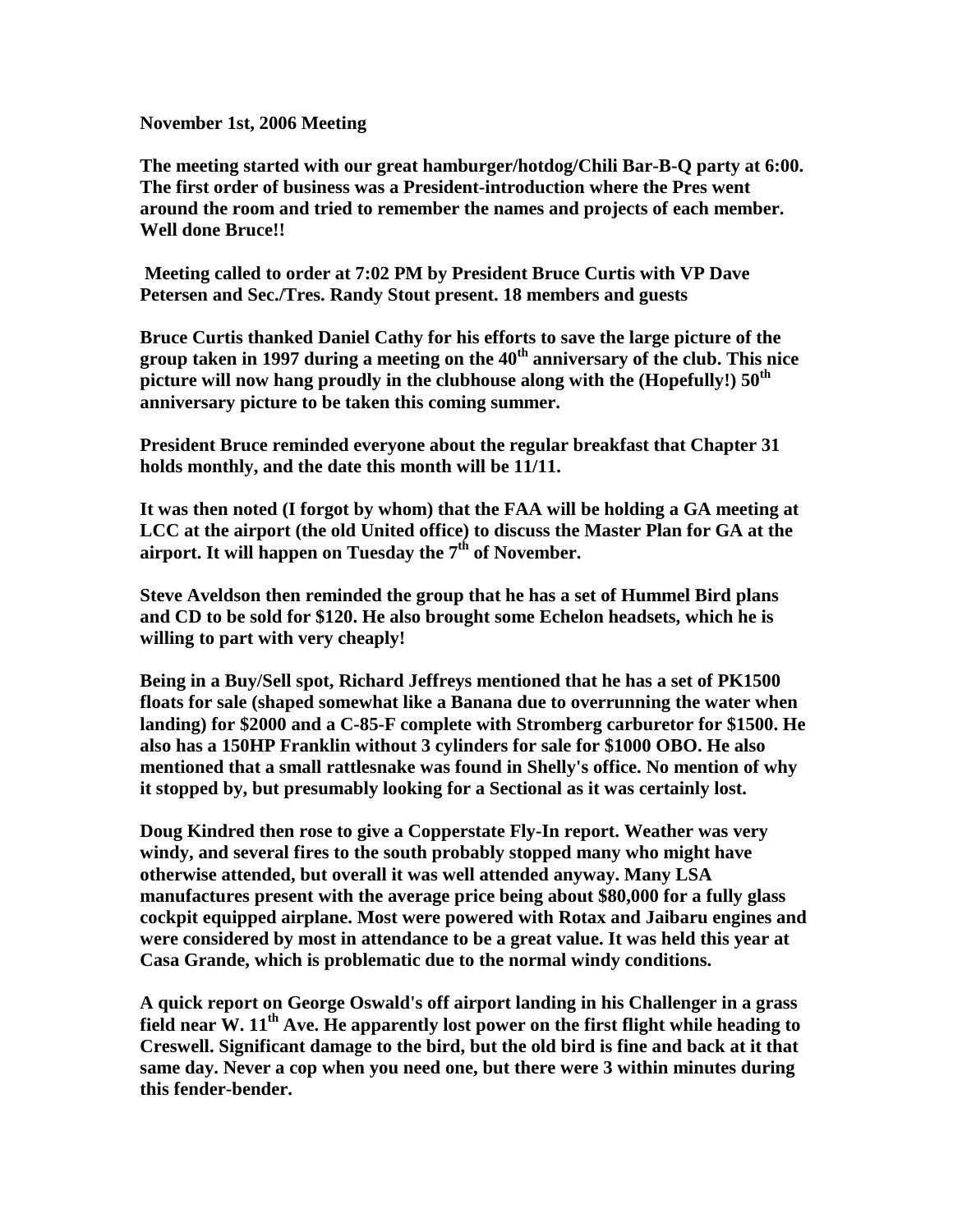**November 1st, 2006 Meeting**

**The meeting started with our great hamburger/hotdog/Chili Bar-B-Q party at 6:00. The first order of business was a President-introduction where the Pres went around the room and tried to remember the names and projects of each member. Well done Bruce!!**

**Meeting called to order at 7:02 PM by President Bruce Curtis with VP Dave Petersen and Sec./Tres. Randy Stout present. 18 members and guests**

**Bruce Curtis thanked Daniel Cathy for his efforts to save the large picture of the group taken in 1997 during a meeting on the 40th anniversary of the club. This nice picture will now hang proudly in the clubhouse along with the (Hopefully!) 50th anniversary picture to be taken this coming summer.**

**President Bruce reminded everyone about the regular breakfast that Chapter 31 holds monthly, and the date this month will be 11/11.**

**It was then noted (I forgot by whom) that the FAA will be holding a GA meeting at LCC at the airport (the old United office) to discuss the Master Plan for GA at the airport. It will happen on Tuesday the 7th of November.**

**Steve Aveldson then reminded the group that he has a set of Hummel Bird plans and CD to be sold for $120. He also brought some Echelon headsets, which he is willing to part with very cheaply!**

**Being in a Buy/Sell spot, Richard Jeffreys mentioned that he has a set of PK1500 floats for sale (shaped somewhat like a Banana due to overrunning the water when landing) for $2000 and a C-85-F complete with Stromberg carburetor for $1500. He also has a 150HP Franklin without 3 cylinders for sale for $1000 OBO. He also mentioned that a small rattlesnake was found in Shelly's office. No mention of why it stopped by, but presumably looking for a Sectional as it was certainly lost.**

**Doug Kindred then rose to give a Copperstate Fly-In report. Weather was very windy, and several fires to the south probably stopped many who might have otherwise attended, but overall it was well attended anyway. Many LSA manufactures present with the average price being about $80,000 for a fully glass cockpit equipped airplane. Most were powered with Rotax and Jaibaru engines and were considered by most in attendance to be a great value. It was held this year at Casa Grande, which is problematic due to the normal windy conditions.**

**A quick report on George Oswald's off airport landing in his Challenger in a grass field near W. 11th Ave. He apparently lost power on the first flight while heading to Creswell. Significant damage to the bird, but the old bird is fine and back at it that same day. Never a cop when you need one, but there were 3 within minutes during this fender-bender.**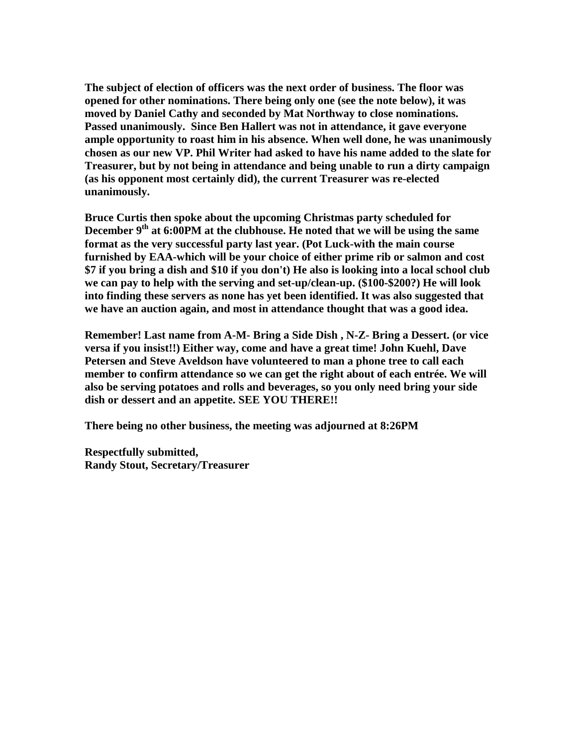**The subject of election of officers was the next order of business. The floor was opened for other nominations. There being only one (see the note below), it was moved by Daniel Cathy and seconded by Mat Northway to close nominations. Passed unanimously. Since Ben Hallert was not in attendance, it gave everyone ample opportunity to roast him in his absence. When well done, he was unanimously chosen as our new VP. Phil Writer had asked to have his name added to the slate for Treasurer, but by not being in attendance and being unable to run a dirty campaign (as his opponent most certainly did), the current Treasurer was re-elected unanimously.**

**Bruce Curtis then spoke about the upcoming Christmas party scheduled for December 9th at 6:00PM at the clubhouse. He noted that we will be using the same format as the very successful party last year. (Pot Luck-with the main course furnished by EAA-which will be your choice of either prime rib or salmon and cost $7 if you bring a dish and $10 if you don't) He also is looking into a local school club we can pay to help with the serving and set-up/clean-up. ($100-$200?) He will look into finding these servers as none has yet been identified. It was also suggested that we have an auction again, and most in attendance thought that was a good idea.**

**Remember! Last name from A-M- Bring a Side Dish , N-Z- Bring a Dessert. (or vice versa if you insist!!) Either way, come and have a great time! John Kuehl, Dave Petersen and Steve Aveldson have volunteered to man a phone tree to call each member to confirm attendance so we can get the right about of each entrée. We will also be serving potatoes and rolls and beverages, so you only need bring your side dish or dessert and an appetite. SEE YOU THERE!!**

**There being no other business, the meeting was adjourned at 8:26PM**

**Respectfully submitted,**
**Randy Stout, Secretary/Treasurer**